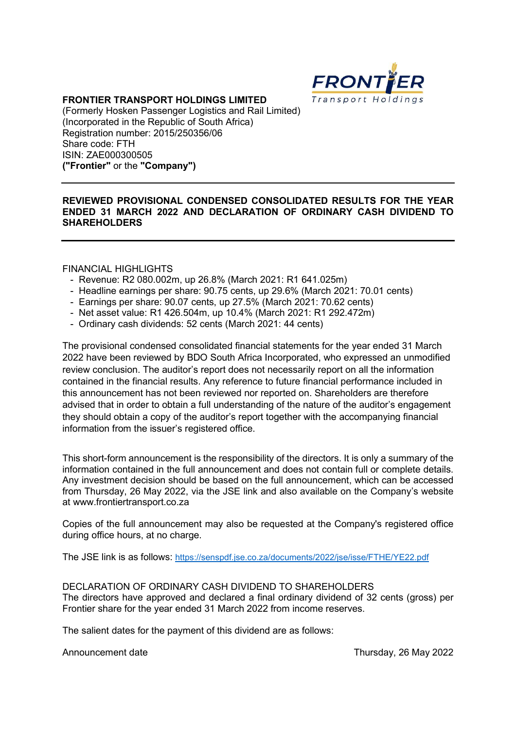**FRONTIER TRANSPORT HOLDINGS LIMITED**
(Formerly Hosken Passenger Logistics and Rail Limited)
(Incorporated in the Republic of South Africa)
Registration number: 2015/250356/06
Share code: FTH
ISIN: ZAE000300505
**("Frontier"** or the **"Company")**

---

**REVIEWED PROVISIONAL CONDENSED CONSOLIDATED RESULTS FOR THE YEAR ENDED 31 MARCH 2022 AND DECLARATION OF ORDINARY CASH DIVIDEND TO SHAREHOLDERS**

---

FINANCIAL HIGHLIGHTS

- Revenue: R2 080.002m, up 26.8% (March 2021: R1 641.025m)
- Headline earnings per share: 90.75 cents, up 29.6% (March 2021: 70.01 cents)
- Earnings per share: 90.07 cents, up 27.5% (March 2021: 70.62 cents)
- Net asset value: R1 426.504m, up 10.4% (March 2021: R1 292.472m)
- Ordinary cash dividends: 52 cents (March 2021: 44 cents)

The provisional condensed consolidated financial statements for the year ended 31 March 2022 have been reviewed by BDO South Africa Incorporated, who expressed an unmodified review conclusion. The auditor's report does not necessarily report on all the information contained in the financial results. Any reference to future financial performance included in this announcement has not been reviewed nor reported on. Shareholders are therefore advised that in order to obtain a full understanding of the nature of the auditor's engagement they should obtain a copy of the auditor's report together with the accompanying financial information from the issuer's registered office.

This short-form announcement is the responsibility of the directors. It is only a summary of the information contained in the full announcement and does not contain full or complete details. Any investment decision should be based on the full announcement, which can be accessed from Thursday, 26 May 2022, via the JSE link and also available on the Company's website at www.frontiertransport.co.za

Copies of the full announcement may also be requested at the Company's registered office during office hours, at no charge.

The JSE link is as follows: https://senspdf.jse.co.za/documents/2022/jse/isse/FTHE/YE22.pdf

DECLARATION OF ORDINARY CASH DIVIDEND TO SHAREHOLDERS
The directors have approved and declared a final ordinary dividend of 32 cents (gross) per Frontier share for the year ended 31 March 2022 from income reserves.

The salient dates for the payment of this dividend are as follows:

| | |
|---|---|
| Announcement date | Thursday, 26 May 2022 |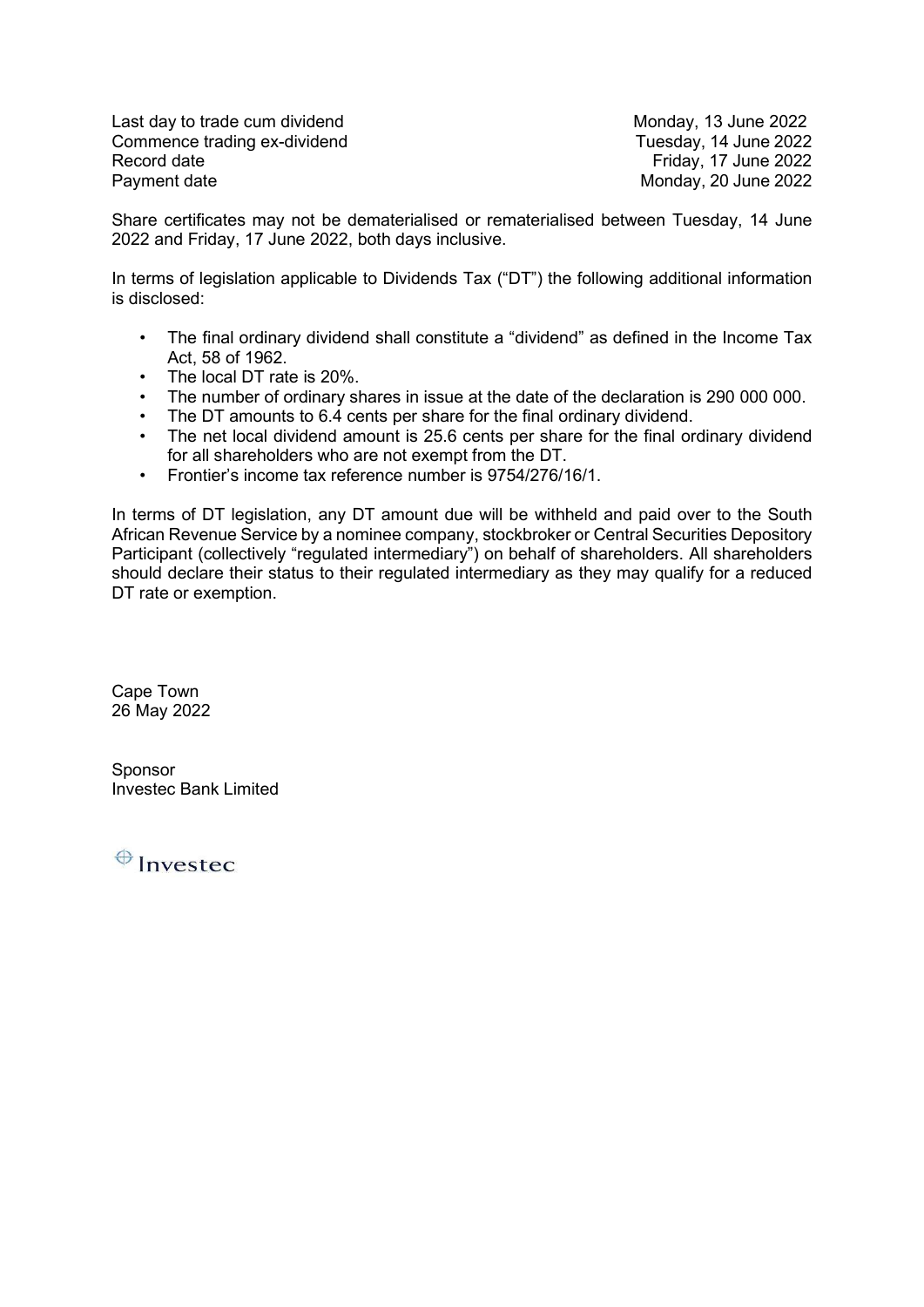| | |
|---|---|
| Last day to trade cum dividend | Monday, 13 June 2022 |
| Commence trading ex-dividend | Tuesday, 14 June 2022 |
| Record date | Friday, 17 June 2022 |
| Payment date | Monday, 20 June 2022 |

Share certificates may not be dematerialised or rematerialised between Tuesday, 14 June 2022 and Friday, 17 June 2022, both days inclusive.

In terms of legislation applicable to Dividends Tax ("DT") the following additional information is disclosed:

- The final ordinary dividend shall constitute a "dividend" as defined in the Income Tax Act, 58 of 1962.
- The local DT rate is 20%.
- The number of ordinary shares in issue at the date of the declaration is 290 000 000.
- The DT amounts to 6.4 cents per share for the final ordinary dividend.
- The net local dividend amount is 25.6 cents per share for the final ordinary dividend for all shareholders who are not exempt from the DT.
- Frontier's income tax reference number is 9754/276/16/1.

In terms of DT legislation, any DT amount due will be withheld and paid over to the South African Revenue Service by a nominee company, stockbroker or Central Securities Depository Participant (collectively "regulated intermediary") on behalf of shareholders. All shareholders should declare their status to their regulated intermediary as they may qualify for a reduced DT rate or exemption.

Cape Town
26 May 2022

Sponsor
Investec Bank Limited

Investec